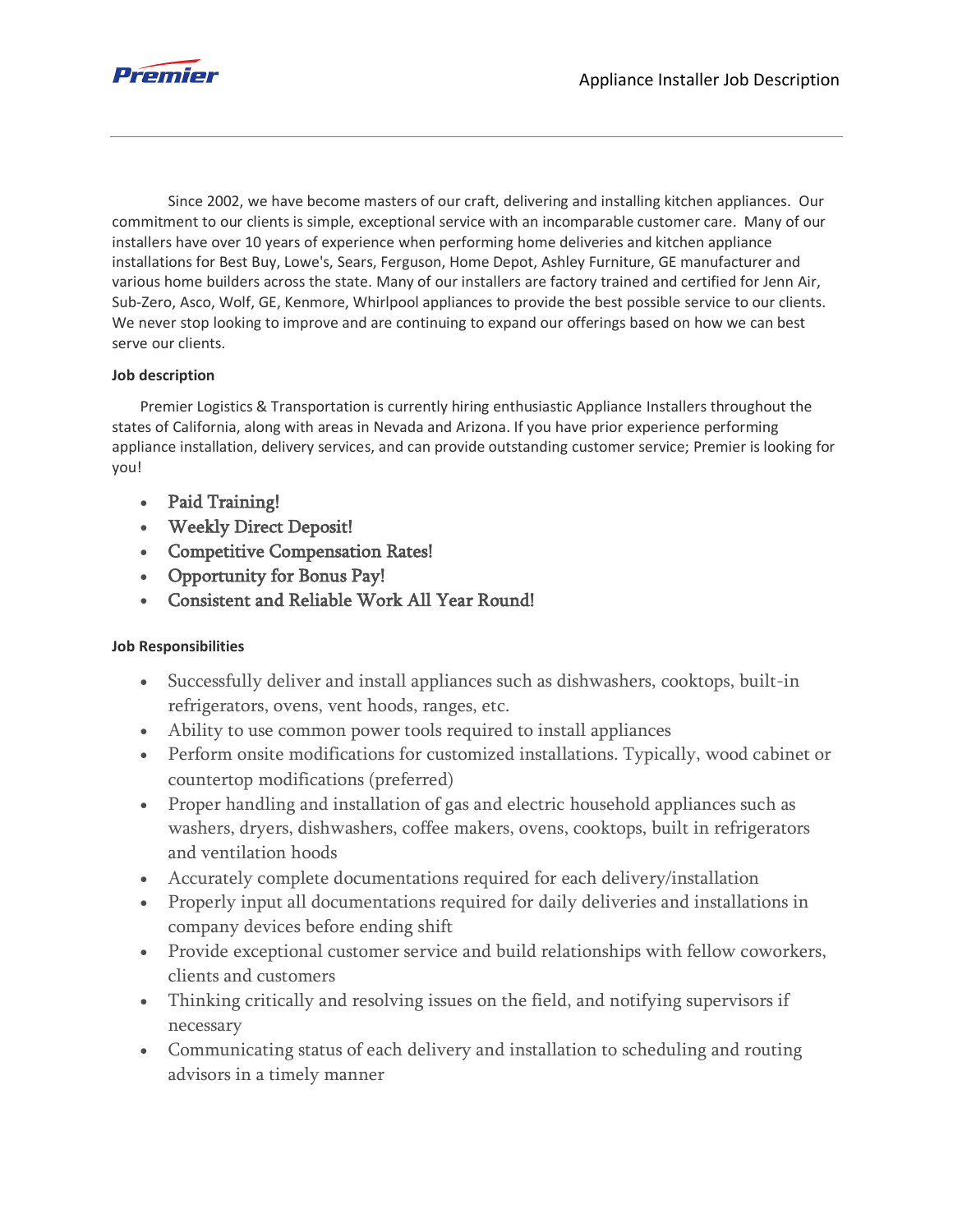Premier

Appliance Installer Job Description

Since 2002, we have become masters of our craft, delivering and installing kitchen appliances. Our commitment to our clients is simple, exceptional service with an incomparable customer care. Many of our installers have over 10 years of experience when performing home deliveries and kitchen appliance installations for Best Buy, Lowe's, Sears, Ferguson, Home Depot, Ashley Furniture, GE manufacturer and various home builders across the state. Many of our installers are factory trained and certified for Jenn Air, Sub-Zero, Asco, Wolf, GE, Kenmore, Whirlpool appliances to provide the best possible service to our clients. We never stop looking to improve and are continuing to expand our offerings based on how we can best serve our clients.

**Job description**

Premier Logistics & Transportation is currently hiring enthusiastic Appliance Installers throughout the states of California, along with areas in Nevada and Arizona. If you have prior experience performing appliance installation, delivery services, and can provide outstanding customer service; Premier is looking for you!

- Paid Training!
- Weekly Direct Deposit!
- Competitive Compensation Rates!
- Opportunity for Bonus Pay!
- Consistent and Reliable Work All Year Round!

**Job Responsibilities**

- Successfully deliver and install appliances such as dishwashers, cooktops, built-in refrigerators, ovens, vent hoods, ranges, etc.
- Ability to use common power tools required to install appliances
- Perform onsite modifications for customized installations. Typically, wood cabinet or countertop modifications (preferred)
- Proper handling and installation of gas and electric household appliances such as washers, dryers, dishwashers, coffee makers, ovens, cooktops, built in refrigerators and ventilation hoods
- Accurately complete documentations required for each delivery/installation
- Properly input all documentations required for daily deliveries and installations in company devices before ending shift
- Provide exceptional customer service and build relationships with fellow coworkers, clients and customers
- Thinking critically and resolving issues on the field, and notifying supervisors if necessary
- Communicating status of each delivery and installation to scheduling and routing advisors in a timely manner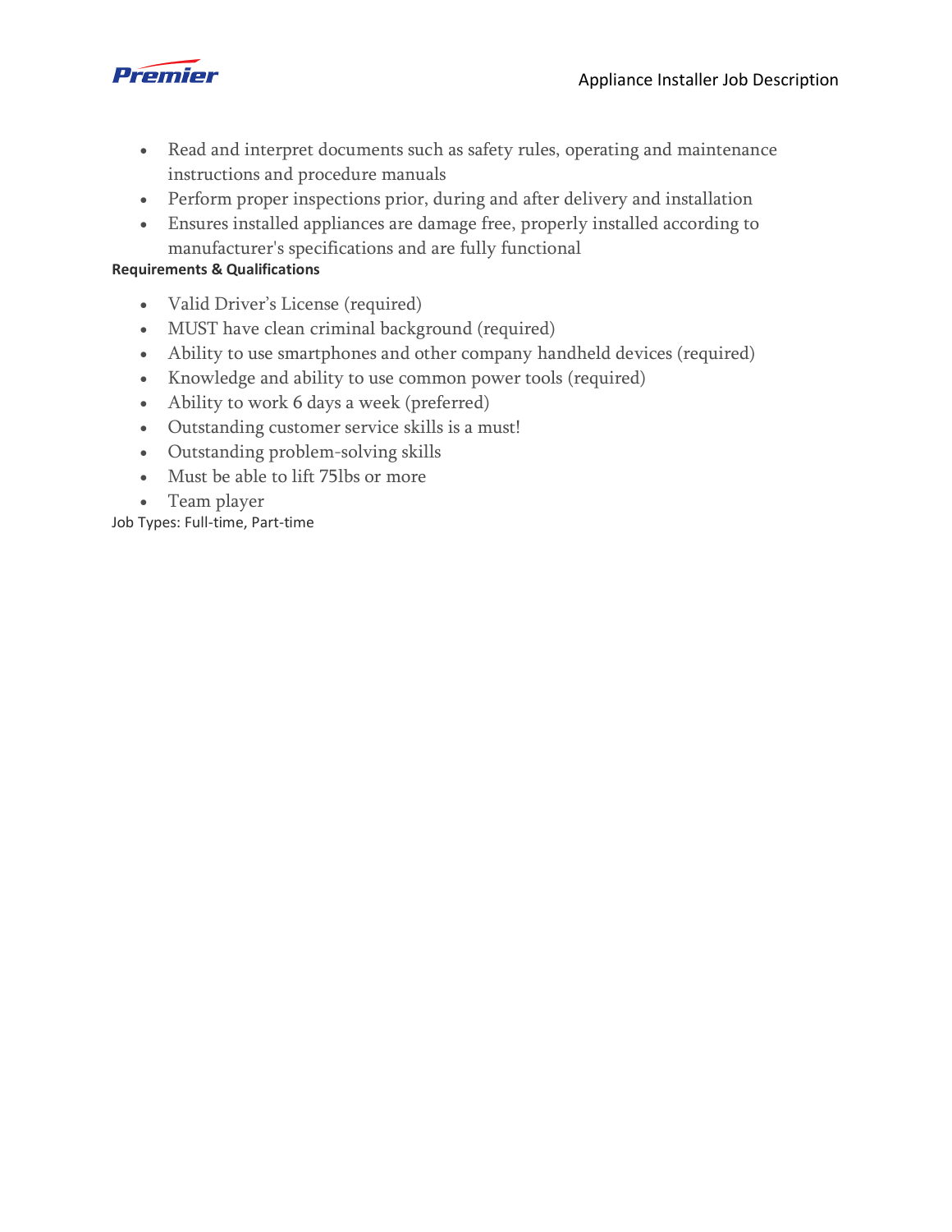- Read and interpret documents such as safety rules, operating and maintenance instructions and procedure manuals
- Perform proper inspections prior, during and after delivery and installation
- Ensures installed appliances are damage free, properly installed according to manufacturer's specifications and are fully functional

**Requirements & Qualifications**

- Valid Driver's License (required)
- MUST have clean criminal background (required)
- Ability to use smartphones and other company handheld devices (required)
- Knowledge and ability to use common power tools (required)
- Ability to work 6 days a week (preferred)
- Outstanding customer service skills is a must!
- Outstanding problem-solving skills
- Must be able to lift 75lbs or more
- Team player

Job Types: Full-time, Part-time